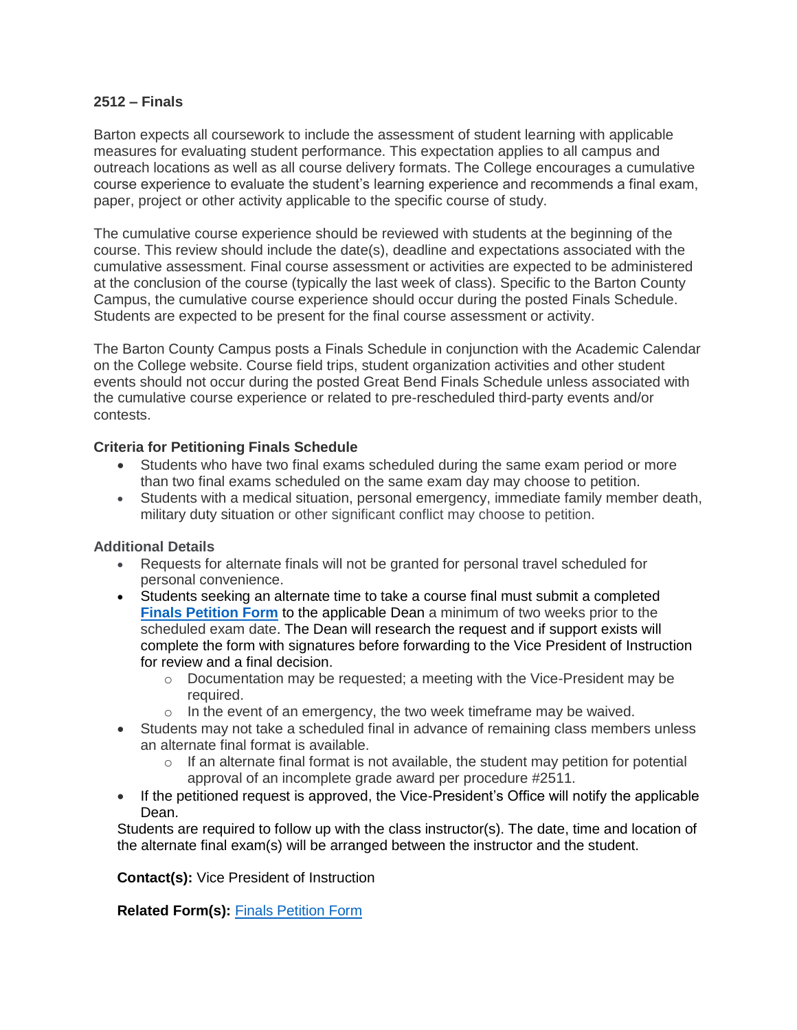**2512 – Finals**

Barton expects all coursework to include the assessment of student learning with applicable measures for evaluating student performance. This expectation applies to all campus and outreach locations as well as all course delivery formats. The College encourages a cumulative course experience to evaluate the student's learning experience and recommends a final exam, paper, project or other activity applicable to the specific course of study.

The cumulative course experience should be reviewed with students at the beginning of the course. This review should include the date(s), deadline and expectations associated with the cumulative assessment. Final course assessment or activities are expected to be administered at the conclusion of the course (typically the last week of class). Specific to the Barton County Campus, the cumulative course experience should occur during the posted Finals Schedule. Students are expected to be present for the final course assessment or activity.

The Barton County Campus posts a Finals Schedule in conjunction with the Academic Calendar on the College website. Course field trips, student organization activities and other student events should not occur during the posted Great Bend Finals Schedule unless associated with the cumulative course experience or related to pre-rescheduled third-party events and/or contests.

**Criteria for Petitioning Finals Schedule**

- Students who have two final exams scheduled during the same exam period or more than two final exams scheduled on the same exam day may choose to petition.
- Students with a medical situation, personal emergency, immediate family member death, military duty situation or other significant conflict may choose to petition.

**Additional Details**

- Requests for alternate finals will not be granted for personal travel scheduled for personal convenience.
- Students seeking an alternate time to take a course final must submit a completed **Finals Petition Form** to the applicable Dean a minimum of two weeks prior to the scheduled exam date. The Dean will research the request and if support exists will complete the form with signatures before forwarding to the Vice President of Instruction for review and a final decision.
  - Documentation may be requested; a meeting with the Vice-President may be required.
  - In the event of an emergency, the two week timeframe may be waived.
- Students may not take a scheduled final in advance of remaining class members unless an alternate final format is available.
  - If an alternate final format is not available, the student may petition for potential approval of an incomplete grade award per procedure #2511.
- If the petitioned request is approved, the Vice-President's Office will notify the applicable Dean.

Students are required to follow up with the class instructor(s). The date, time and location of the alternate final exam(s) will be arranged between the instructor and the student.

**Contact(s):** Vice President of Instruction

**Related Form(s):** Finals Petition Form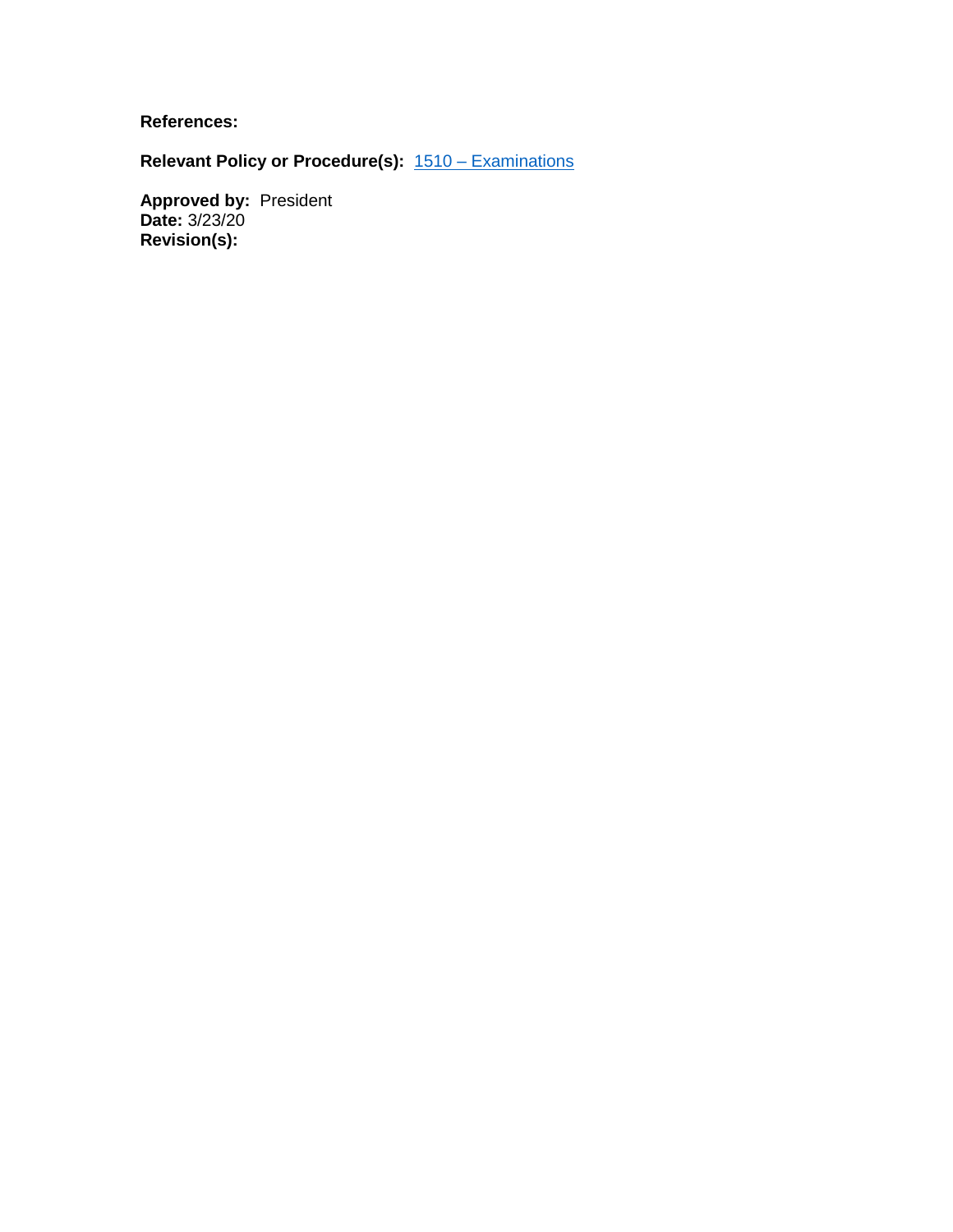**References:**

**Relevant Policy or Procedure(s):** [1510 – Examinations]

**Approved by:** President
**Date:** 3/23/20
**Revision(s):**